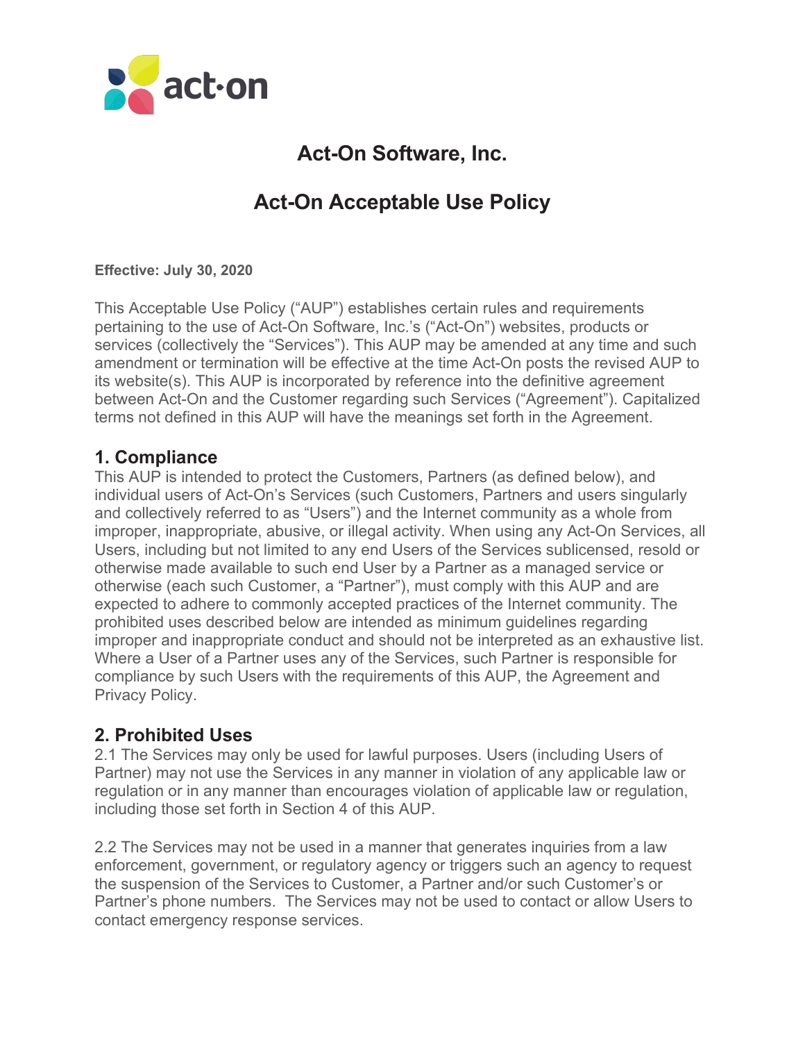# Act-On Software, Inc.

# Act-On Acceptable Use Policy

**Effective: July 30, 2020**

This Acceptable Use Policy ("AUP") establishes certain rules and requirements pertaining to the use of Act-On Software, Inc.'s ("Act-On") websites, products or services (collectively the "Services"). This AUP may be amended at any time and such amendment or termination will be effective at the time Act-On posts the revised AUP to its website(s). This AUP is incorporated by reference into the definitive agreement between Act-On and the Customer regarding such Services ("Agreement"). Capitalized terms not defined in this AUP will have the meanings set forth in the Agreement.

## 1. Compliance

This AUP is intended to protect the Customers, Partners (as defined below), and individual users of Act-On's Services (such Customers, Partners and users singularly and collectively referred to as "Users") and the Internet community as a whole from improper, inappropriate, abusive, or illegal activity. When using any Act-On Services, all Users, including but not limited to any end Users of the Services sublicensed, resold or otherwise made available to such end User by a Partner as a managed service or otherwise (each such Customer, a "Partner"), must comply with this AUP and are expected to adhere to commonly accepted practices of the Internet community. The prohibited uses described below are intended as minimum guidelines regarding improper and inappropriate conduct and should not be interpreted as an exhaustive list. Where a User of a Partner uses any of the Services, such Partner is responsible for compliance by such Users with the requirements of this AUP, the Agreement and Privacy Policy.

## 2. Prohibited Uses

2.1 The Services may only be used for lawful purposes. Users (including Users of Partner) may not use the Services in any manner in violation of any applicable law or regulation or in any manner than encourages violation of applicable law or regulation, including those set forth in Section 4 of this AUP.

2.2 The Services may not be used in a manner that generates inquiries from a law enforcement, government, or regulatory agency or triggers such an agency to request the suspension of the Services to Customer, a Partner and/or such Customer's or Partner's phone numbers. The Services may not be used to contact or allow Users to contact emergency response services.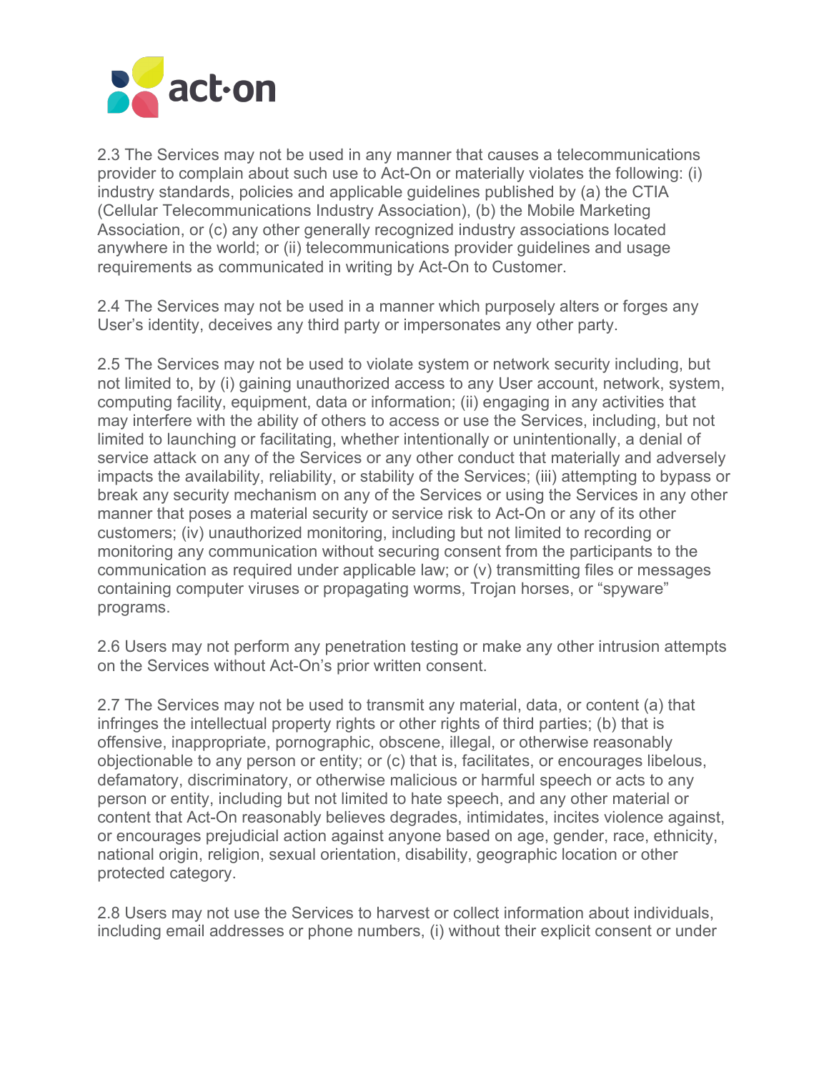2.3 The Services may not be used in any manner that causes a telecommunications provider to complain about such use to Act-On or materially violates the following: (i) industry standards, policies and applicable guidelines published by (a) the CTIA (Cellular Telecommunications Industry Association), (b) the Mobile Marketing Association, or (c) any other generally recognized industry associations located anywhere in the world; or (ii) telecommunications provider guidelines and usage requirements as communicated in writing by Act-On to Customer.

2.4 The Services may not be used in a manner which purposely alters or forges any User's identity, deceives any third party or impersonates any other party.

2.5 The Services may not be used to violate system or network security including, but not limited to, by (i) gaining unauthorized access to any User account, network, system, computing facility, equipment, data or information; (ii) engaging in any activities that may interfere with the ability of others to access or use the Services, including, but not limited to launching or facilitating, whether intentionally or unintentionally, a denial of service attack on any of the Services or any other conduct that materially and adversely impacts the availability, reliability, or stability of the Services; (iii) attempting to bypass or break any security mechanism on any of the Services or using the Services in any other manner that poses a material security or service risk to Act-On or any of its other customers; (iv) unauthorized monitoring, including but not limited to recording or monitoring any communication without securing consent from the participants to the communication as required under applicable law; or (v) transmitting files or messages containing computer viruses or propagating worms, Trojan horses, or "spyware" programs.

2.6 Users may not perform any penetration testing or make any other intrusion attempts on the Services without Act-On's prior written consent.

2.7 The Services may not be used to transmit any material, data, or content (a) that infringes the intellectual property rights or other rights of third parties; (b) that is offensive, inappropriate, pornographic, obscene, illegal, or otherwise reasonably objectionable to any person or entity; or (c) that is, facilitates, or encourages libelous, defamatory, discriminatory, or otherwise malicious or harmful speech or acts to any person or entity, including but not limited to hate speech, and any other material or content that Act-On reasonably believes degrades, intimidates, incites violence against, or encourages prejudicial action against anyone based on age, gender, race, ethnicity, national origin, religion, sexual orientation, disability, geographic location or other protected category.

2.8 Users may not use the Services to harvest or collect information about individuals, including email addresses or phone numbers, (i) without their explicit consent or under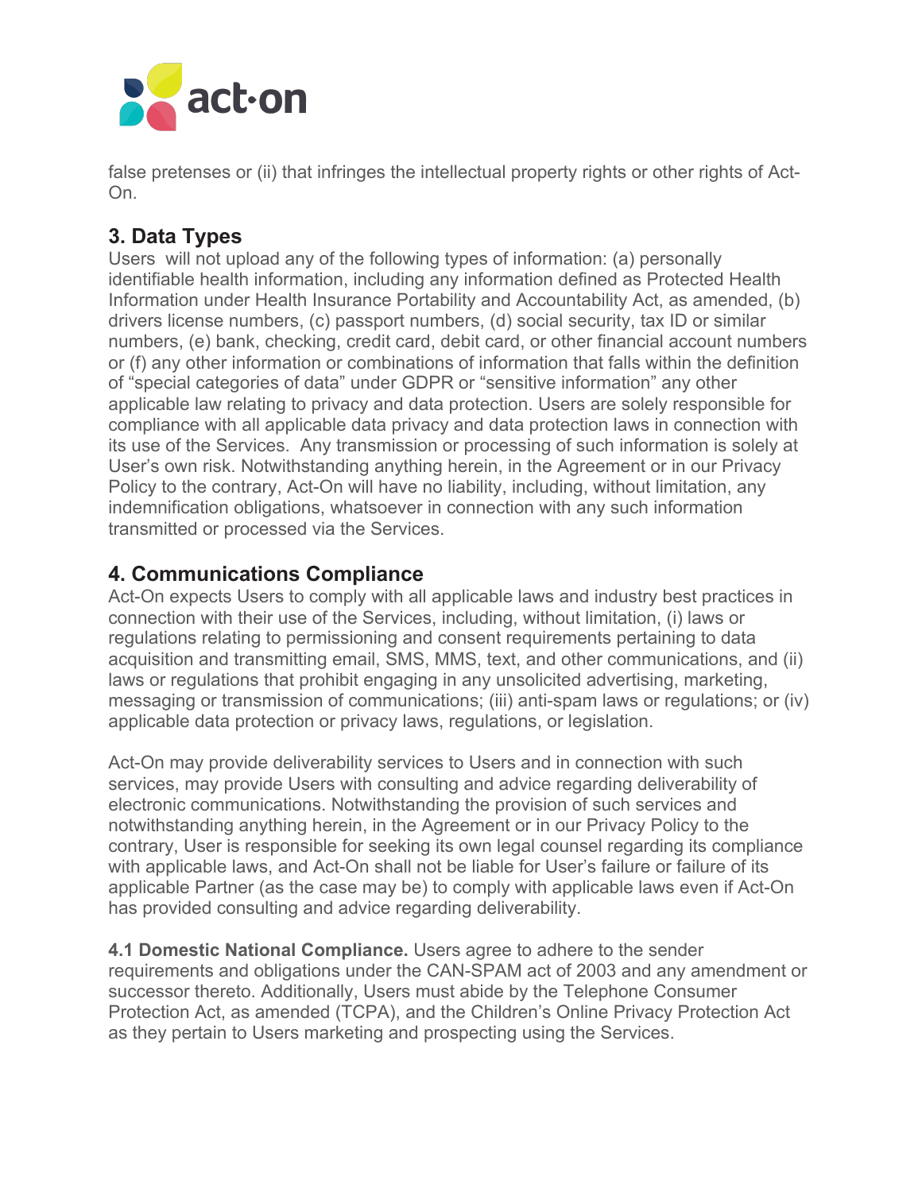false pretenses or (ii) that infringes the intellectual property rights or other rights of Act-On.

## 3. Data Types

Users will not upload any of the following types of information: (a) personally identifiable health information, including any information defined as Protected Health Information under Health Insurance Portability and Accountability Act, as amended, (b) drivers license numbers, (c) passport numbers, (d) social security, tax ID or similar numbers, (e) bank, checking, credit card, debit card, or other financial account numbers or (f) any other information or combinations of information that falls within the definition of "special categories of data" under GDPR or "sensitive information" any other applicable law relating to privacy and data protection. Users are solely responsible for compliance with all applicable data privacy and data protection laws in connection with its use of the Services. Any transmission or processing of such information is solely at User's own risk. Notwithstanding anything herein, in the Agreement or in our Privacy Policy to the contrary, Act-On will have no liability, including, without limitation, any indemnification obligations, whatsoever in connection with any such information transmitted or processed via the Services.

## 4. Communications Compliance

Act-On expects Users to comply with all applicable laws and industry best practices in connection with their use of the Services, including, without limitation, (i) laws or regulations relating to permissioning and consent requirements pertaining to data acquisition and transmitting email, SMS, MMS, text, and other communications, and (ii) laws or regulations that prohibit engaging in any unsolicited advertising, marketing, messaging or transmission of communications; (iii) anti-spam laws or regulations; or (iv) applicable data protection or privacy laws, regulations, or legislation.

Act-On may provide deliverability services to Users and in connection with such services, may provide Users with consulting and advice regarding deliverability of electronic communications. Notwithstanding the provision of such services and notwithstanding anything herein, in the Agreement or in our Privacy Policy to the contrary, User is responsible for seeking its own legal counsel regarding its compliance with applicable laws, and Act-On shall not be liable for User's failure or failure of its applicable Partner (as the case may be) to comply with applicable laws even if Act-On has provided consulting and advice regarding deliverability.

**4.1 Domestic National Compliance.** Users agree to adhere to the sender requirements and obligations under the CAN-SPAM act of 2003 and any amendment or successor thereto. Additionally, Users must abide by the Telephone Consumer Protection Act, as amended (TCPA), and the Children's Online Privacy Protection Act as they pertain to Users marketing and prospecting using the Services.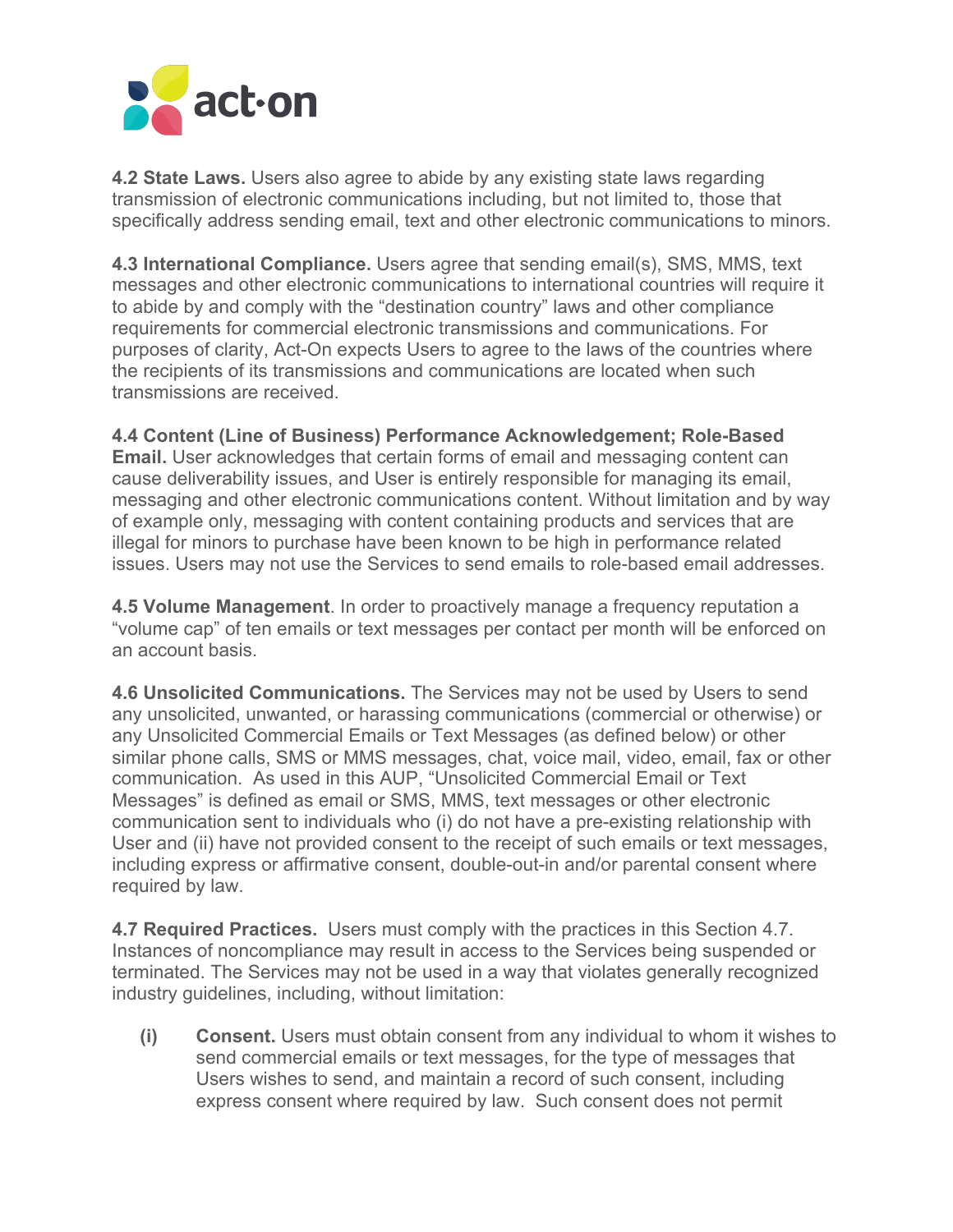**4.2 State Laws.** Users also agree to abide by any existing state laws regarding transmission of electronic communications including, but not limited to, those that specifically address sending email, text and other electronic communications to minors.

**4.3 International Compliance.** Users agree that sending email(s), SMS, MMS, text messages and other electronic communications to international countries will require it to abide by and comply with the "destination country" laws and other compliance requirements for commercial electronic transmissions and communications. For purposes of clarity, Act-On expects Users to agree to the laws of the countries where the recipients of its transmissions and communications are located when such transmissions are received.

**4.4 Content (Line of Business) Performance Acknowledgement; Role-Based Email.** User acknowledges that certain forms of email and messaging content can cause deliverability issues, and User is entirely responsible for managing its email, messaging and other electronic communications content. Without limitation and by way of example only, messaging with content containing products and services that are illegal for minors to purchase have been known to be high in performance related issues. Users may not use the Services to send emails to role-based email addresses.

**4.5 Volume Management**. In order to proactively manage a frequency reputation a "volume cap" of ten emails or text messages per contact per month will be enforced on an account basis.

**4.6 Unsolicited Communications.** The Services may not be used by Users to send any unsolicited, unwanted, or harassing communications (commercial or otherwise) or any Unsolicited Commercial Emails or Text Messages (as defined below) or other similar phone calls, SMS or MMS messages, chat, voice mail, video, email, fax or other communication. As used in this AUP, "Unsolicited Commercial Email or Text Messages" is defined as email or SMS, MMS, text messages or other electronic communication sent to individuals who (i) do not have a pre-existing relationship with User and (ii) have not provided consent to the receipt of such emails or text messages, including express or affirmative consent, double-out-in and/or parental consent where required by law.

**4.7 Required Practices.** Users must comply with the practices in this Section 4.7. Instances of noncompliance may result in access to the Services being suspended or terminated. The Services may not be used in a way that violates generally recognized industry guidelines, including, without limitation:

- **(i) Consent.** Users must obtain consent from any individual to whom it wishes to send commercial emails or text messages, for the type of messages that Users wishes to send, and maintain a record of such consent, including express consent where required by law. Such consent does not permit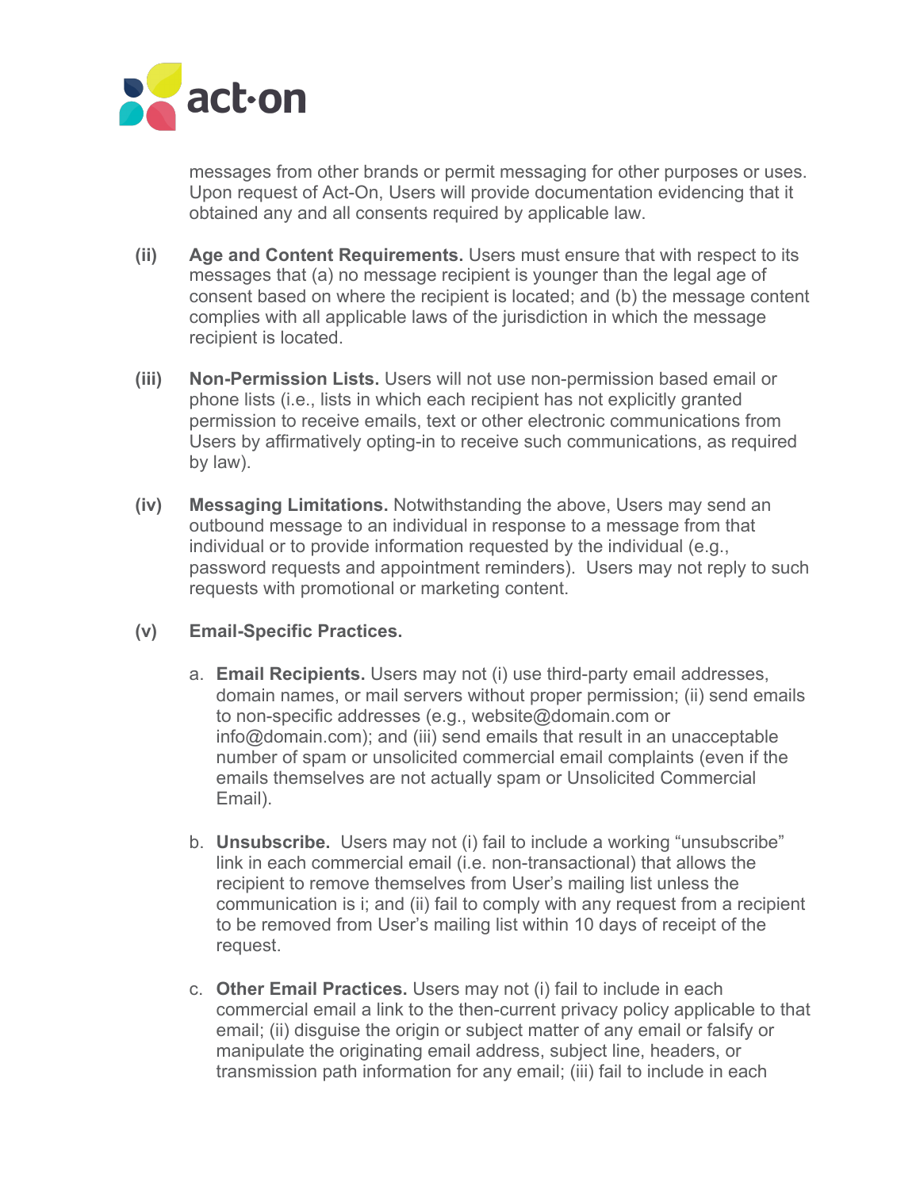messages from other brands or permit messaging for other purposes or uses. Upon request of Act-On, Users will provide documentation evidencing that it obtained any and all consents required by applicable law.

**(ii) Age and Content Requirements.** Users must ensure that with respect to its messages that (a) no message recipient is younger than the legal age of consent based on where the recipient is located; and (b) the message content complies with all applicable laws of the jurisdiction in which the message recipient is located.

**(iii) Non-Permission Lists.** Users will not use non-permission based email or phone lists (i.e., lists in which each recipient has not explicitly granted permission to receive emails, text or other electronic communications from Users by affirmatively opting-in to receive such communications, as required by law).

**(iv) Messaging Limitations.** Notwithstanding the above, Users may send an outbound message to an individual in response to a message from that individual or to provide information requested by the individual (e.g., password requests and appointment reminders). Users may not reply to such requests with promotional or marketing content.

**(v) Email-Specific Practices.**

a. **Email Recipients.** Users may not (i) use third-party email addresses, domain names, or mail servers without proper permission; (ii) send emails to non-specific addresses (e.g., website@domain.com or info@domain.com); and (iii) send emails that result in an unacceptable number of spam or unsolicited commercial email complaints (even if the emails themselves are not actually spam or Unsolicited Commercial Email).

b. **Unsubscribe.** Users may not (i) fail to include a working "unsubscribe" link in each commercial email (i.e. non-transactional) that allows the recipient to remove themselves from User's mailing list unless the communication is i; and (ii) fail to comply with any request from a recipient to be removed from User's mailing list within 10 days of receipt of the request.

c. **Other Email Practices.** Users may not (i) fail to include in each commercial email a link to the then-current privacy policy applicable to that email; (ii) disguise the origin or subject matter of any email or falsify or manipulate the originating email address, subject line, headers, or transmission path information for any email; (iii) fail to include in each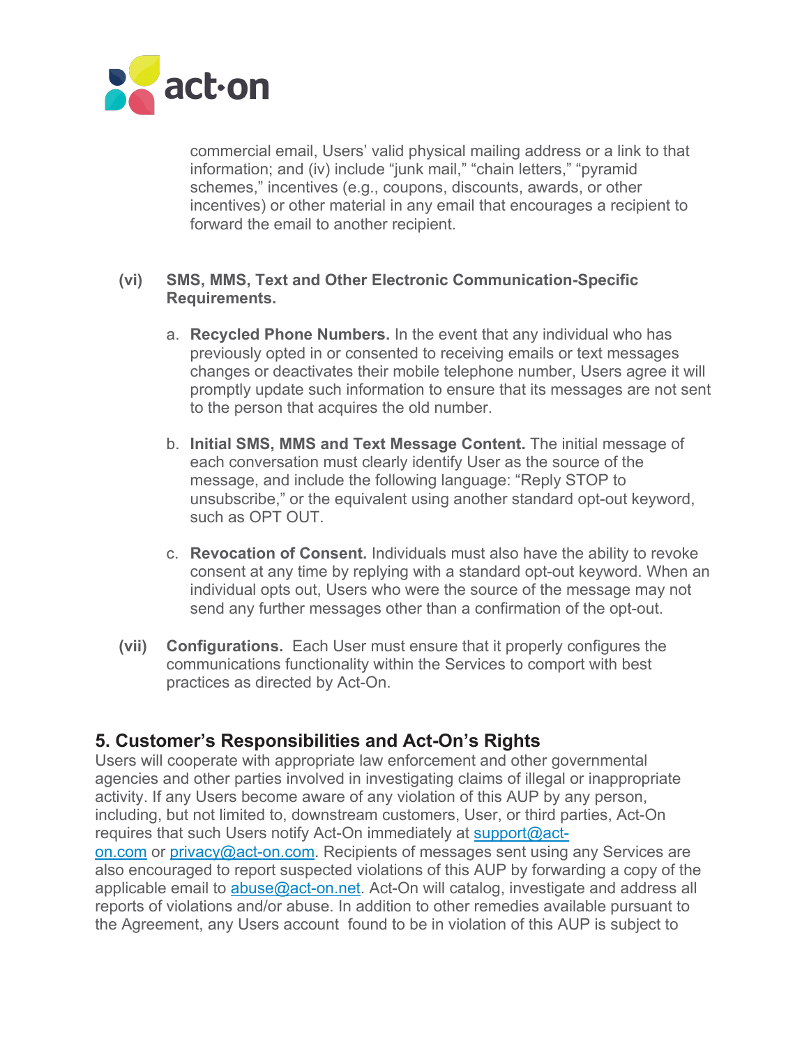commercial email, Users' valid physical mailing address or a link to that information; and (iv) include "junk mail," "chain letters," "pyramid schemes," incentives (e.g., coupons, discounts, awards, or other incentives) or other material in any email that encourages a recipient to forward the email to another recipient.

**(vi) SMS, MMS, Text and Other Electronic Communication-Specific Requirements.**

a. **Recycled Phone Numbers.** In the event that any individual who has previously opted in or consented to receiving emails or text messages changes or deactivates their mobile telephone number, Users agree it will promptly update such information to ensure that its messages are not sent to the person that acquires the old number.

b. **Initial SMS, MMS and Text Message Content.** The initial message of each conversation must clearly identify User as the source of the message, and include the following language: "Reply STOP to unsubscribe," or the equivalent using another standard opt-out keyword, such as OPT OUT.

c. **Revocation of Consent.** Individuals must also have the ability to revoke consent at any time by replying with a standard opt-out keyword. When an individual opts out, Users who were the source of the message may not send any further messages other than a confirmation of the opt-out.

**(vii) Configurations.** Each User must ensure that it properly configures the communications functionality within the Services to comport with best practices as directed by Act-On.

## 5. Customer's Responsibilities and Act-On's Rights

Users will cooperate with appropriate law enforcement and other governmental agencies and other parties involved in investigating claims of illegal or inappropriate activity. If any Users become aware of any violation of this AUP by any person, including, but not limited to, downstream customers, User, or third parties, Act-On requires that such Users notify Act-On immediately at support@act-on.com or privacy@act-on.com. Recipients of messages sent using any Services are also encouraged to report suspected violations of this AUP by forwarding a copy of the applicable email to abuse@act-on.net. Act-On will catalog, investigate and address all reports of violations and/or abuse. In addition to other remedies available pursuant to the Agreement, any Users account found to be in violation of this AUP is subject to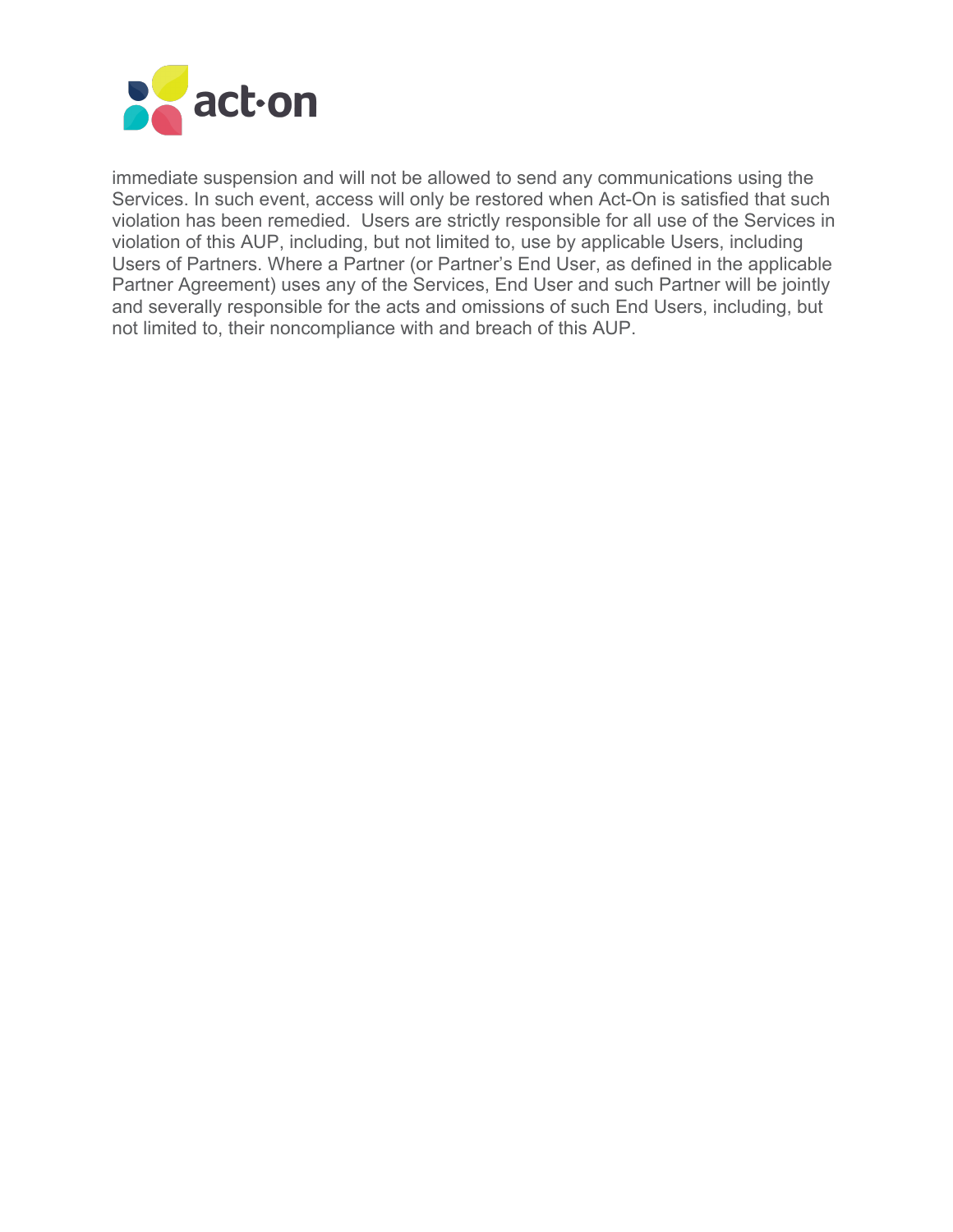immediate suspension and will not be allowed to send any communications using the Services. In such event, access will only be restored when Act-On is satisfied that such violation has been remedied. Users are strictly responsible for all use of the Services in violation of this AUP, including, but not limited to, use by applicable Users, including Users of Partners. Where a Partner (or Partner's End User, as defined in the applicable Partner Agreement) uses any of the Services, End User and such Partner will be jointly and severally responsible for the acts and omissions of such End Users, including, but not limited to, their noncompliance with and breach of this AUP.